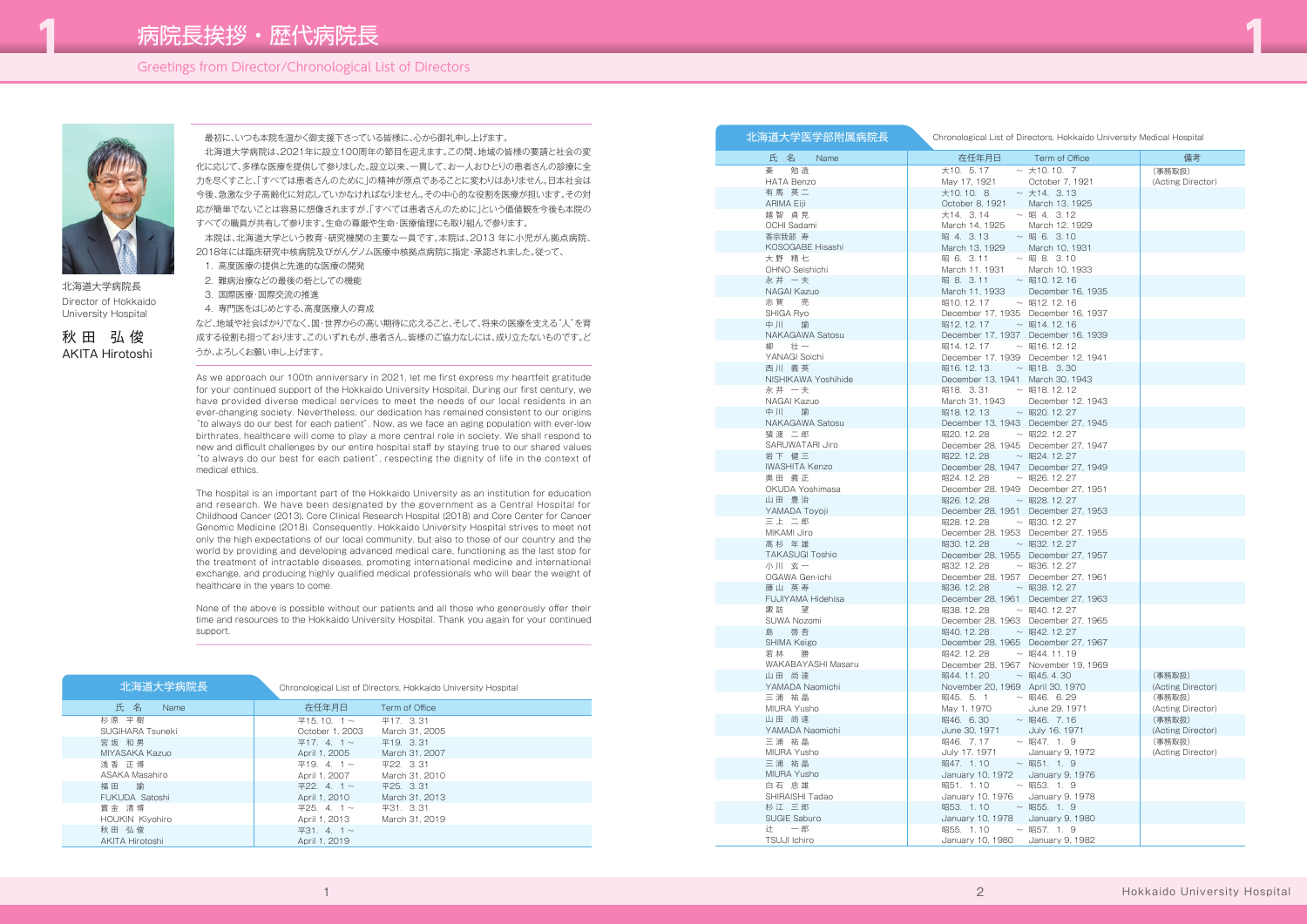# 病院長挨拶・歴代病院長

## Greetings from Director/Chronological List of Directors

北海道大学病院長
Director of Hokkaido University Hospital

秋田 弘俊
AKITA Hirotoshi

最初に、いつも本院を温かく御支援下さっている皆様に、心から御礼申し上げます。

北海道大学病院は、2021年に設立100周年の節目を迎えます。この間、地域の皆様の要請と社会の変化に応じて、多様な医療を提供して参りました。設立以来、一貫して、お一人おひとりの患者さんの診療に全力を尽くすこと、「すべては患者さんのために」の精神が原点であることに変わりはありません。日本社会は今後、急激な少子高齢化に対応していかなければなりません。その中心的な役割を医療が担います。その対応が簡単でないことは容易に想像されますが、「すべては患者さんのために」という価値観を今後も本院のすべての職員が共有して参ります。生命の尊厳や生命・医療倫理にも取り組んで参ります。

本院は、北海道大学という教育・研究機関の主要な一員です。本院は、2013 年に小児がん拠点病院、2018年には臨床研究中核病院及びがんゲノム医療中核拠点病院に指定・承認されました。従って、

1. 高度医療の提供と先進的な医療の開発
2. 難病治療などの最後の砦としての機能
3. 国際医療・国際交流の推進
4. 専門医をはじめとする、高度医療人の育成

など、地域や社会ばかりでなく、国・世界からの高い期待に応えること、そして、将来の医療を支える"人"を育成する役割も担っております。このいずれもが、患者さん、皆様のご協力なしには、成り立たないものです。どうか、よろしくお願い申し上げます。

As we approach our 100th anniversary in 2021, let me first express my heartfelt gratitude for your continued support of the Hokkaido University Hospital. During our first century, we have provided diverse medical services to meet the needs of our local residents in an ever-changing society. Nevertheless, our dedication has remained consistent to our origins "to always do our best for each patient". Now, as we face an aging population with ever-low birthrates, healthcare will come to play a more central role in society. We shall respond to new and difficult challenges by our entire hospital staff by staying true to our shared values "to always do our best for each patient", respecting the dignity of life in the context of medical ethics.

The hospital is an important part of the Hokkaido University as an institution for education and research. We have been designated by the government as a Central Hospital for Childhood Cancer (2013), Core Clinical Research Hospital (2018) and Core Center for Cancer Genomic Medicine (2018). Consequently, Hokkaido University Hospital strives to meet not only the high expectations of our local community, but also to those of our country and the world by providing and developing advanced medical care, functioning as the last stop for the treatment of intractable diseases, promoting international medicine and international exchange, and producing highly qualified medical professionals who will bear the weight of healthcare in the years to come.

None of the above is possible without our patients and all those who generously offer their time and resources to the Hokkaido University Hospital. Thank you again for your continued support.

### 北海道大学病院長 Chronological List of Directors, Hokkaido University Hospital

| 氏 名 Name | 在任年月日 Term of Office |
|---|---|
| 杉原 平樹<br>SUGIHARA Tsuneki | 平15. 10. 1 ～ 平17. 3. 31<br>October 1, 2003 March 31, 2005 |
| 宮坂 和男<br>MIYASAKA Kazuo | 平17. 4. 1 ～ 平19. 3. 31<br>April 1, 2005 March 31, 2007 |
| 浅香 正博<br>ASAKA Masahiro | 平19. 4. 1 ～ 平22. 3. 31<br>April 1, 2007 March 31, 2010 |
| 福田 諭<br>FUKUDA Satoshi | 平22. 4. 1 ～ 平25. 3. 31<br>April 1, 2010 March 31, 2013 |
| 寳金 清博<br>HOUKIN Kiyohiro | 平25. 4. 1 ～ 平31. 3. 31<br>April 1, 2013 March 31, 2019 |
| 秋田 弘俊<br>AKITA Hirotoshi | 平31. 4. 1 ～<br>April 1, 2019 |

### 北海道大学医学部附属病院長 Chronological List of Directors, Hokkaido University Medical Hospital

| 氏 名 Name | 在任年月日 Term of Office | 備考 |
|---|---|---|
| 秦 勉造<br>HATA Benzo | 大10. 5. 17 ～ 大10. 10. 7<br>May 17, 1921 October 7, 1921 | (事務取扱)<br>(Acting Director) |
| 有馬 英二<br>ARIMA Eiji | 大10. 10. 8 ～ 大14. 3. 13<br>October 8, 1921 March 13, 1925 | |
| 越智 貞見<br>OCHI Sadami | 大14. 3. 14 ～ 昭 4. 3. 12<br>March 14, 1925 March 12, 1929 | |
| 香宗我部 寿<br>KOSOGABE Hisashi | 昭 4. 3. 13 ～ 昭 6. 3. 10<br>March 13, 1929 March 10, 1931 | |
| 大野 精七<br>OHNO Seishichi | 昭 6. 3. 11 ～ 昭 8. 3. 10<br>March 11, 1931 March 10, 1933 | |
| 永井 一夫<br>NAGAI Kazuo | 昭 8. 3. 11 ～ 昭10. 12. 16<br>March 11, 1933 December 16, 1935 | |
| 志賀 亮<br>SHIGA Ryo | 昭10. 12. 17 ～ 昭12. 12. 16<br>December 17, 1935 December 16, 1937 | |
| 中川 諭<br>NAKAGAWA Satosu | 昭12. 12. 17 ～ 昭14. 12. 16<br>December 17, 1937 December 16, 1939 | |
| 柳 壮一<br>YANAGI Soichi | 昭14. 12. 17 ～ 昭16. 12. 12<br>December 17, 1939 December 12, 1941 | |
| 西川 義英<br>NISHIKAWA Yoshihide | 昭16. 12. 13 ～ 昭18. 3. 30<br>December 13, 1941 March 30, 1943 | |
| 永井 一夫<br>NAGAI Kazuo | 昭18. 3. 31 ～ 昭18. 12. 12<br>March 31, 1943 December 12, 1943 | |
| 中川 諭<br>NAKAGAWA Satosu | 昭18. 12. 13 ～ 昭20. 12. 27<br>December 13, 1943 December 27, 1945 | |
| 猿渡 二郎<br>SARUWATARI Jiro | 昭20. 12. 28 ～ 昭22. 12. 27<br>December 28, 1945 December 27, 1947 | |
| 岩下 健三<br>IWASHITA Kenzo | 昭22. 12. 28 ～ 昭24. 12. 27<br>December 28, 1947 December 27, 1949 | |
| 奥田 義正<br>OKUDA Yoshimasa | 昭24. 12. 28 ～ 昭26. 12. 27<br>December 28, 1949 December 27, 1951 | |
| 山田 豊治<br>YAMADA Toyoji | 昭26. 12. 28 ～ 昭28. 12. 27<br>December 28, 1951 December 27, 1953 | |
| 三上 二郎<br>MIKAMI Jiro | 昭28. 12. 28 ～ 昭30. 12. 27<br>December 28, 1953 December 27, 1955 | |
| 高杉 年雄<br>TAKASUGI Toshio | 昭30. 12. 28 ～ 昭32. 12. 27<br>December 28, 1955 December 27, 1957 | |
| 小川 玄一<br>OGAWA Gen-ichi | 昭32. 12. 28 ～ 昭36. 12. 27<br>December 28, 1957 December 27, 1961 | |
| 藤山 英寿<br>FUJIYAMA Hidehisa | 昭36. 12. 28 ～ 昭38. 12. 27<br>December 28, 1961 December 27, 1963 | |
| 諏訪 望<br>SUWA Nozomi | 昭38. 12. 28 ～ 昭40. 12. 27<br>December 28, 1963 December 27, 1965 | |
| 島 啓吾<br>SHIMA Keigo | 昭40. 12. 28 ～ 昭42. 12. 27<br>December 28, 1965 December 27, 1967 | |
| 若林 勝<br>WAKABAYASHI Masaru | 昭42. 12. 28 ～ 昭44. 11. 19<br>December 28, 1967 November 19, 1969 | |
| 山田 尚達<br>YAMADA Naomichi | 昭44. 11. 20 ～ 昭45. 4. 30<br>November 20, 1969 April 30, 1970 | (事務取扱)<br>(Acting Director) |
| 三浦 祐晶<br>MIURA Yusho | 昭45. 5. 1 ～ 昭46. 6. 29<br>May 1, 1970 June 29, 1971 | (事務取扱)<br>(Acting Director) |
| 山田 尚達<br>YAMADA Naomichi | 昭46. 6. 30 ～ 昭46. 7. 16<br>June 30, 1971 July 16, 1971 | (事務取扱)<br>(Acting Director) |
| 三浦 祐晶<br>MIURA Yusho | 昭46. 7. 17 ～ 昭47. 1. 9<br>July 17, 1971 January 9, 1972 | (事務取扱)<br>(Acting Director) |
| 三浦 祐晶<br>MIURA Yusho | 昭47. 1. 10 ～ 昭51. 1. 9<br>January 10, 1972 January 9, 1976 | |
| 白石 忠雄<br>SHIRAISHI Tadao | 昭51. 1. 10 ～ 昭53. 1. 9<br>January 10, 1976 January 9, 1978 | |
| 杉江 三郎<br>SUGIE Saburo | 昭53. 1. 10 ～ 昭55. 1. 9<br>January 10, 1978 January 9, 1980 | |
| 辻 一郎<br>TSUJI Ichiro | 昭55. 1. 10 ～ 昭57. 1. 9<br>January 10, 1980 January 9, 1982 | |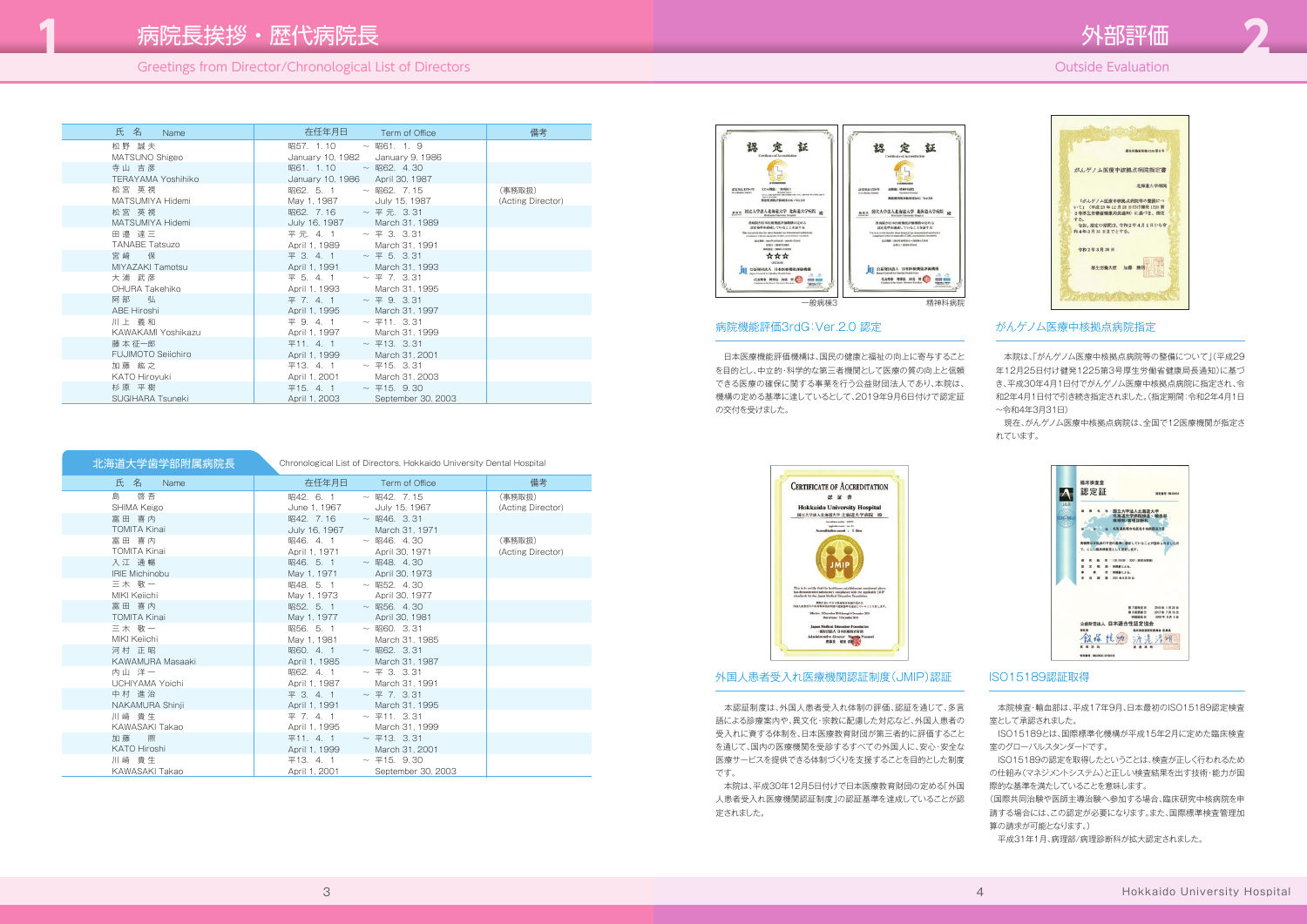# 1 病院長挨拶・歴代病院長

Greetings from Director/Chronological List of Directors

| 氏 名 Name | 在任年月日 Term of Office | 備考 |
|---|---|---|
| 松 野 誠 夫<br>MATSUNO Shigeo | 昭57. 1. 10 ～ 昭61. 1. 9<br>January 10, 1982 January 9, 1986 | |
| 寺 山 吉 彦<br>TERAYAMA Yoshihiko | 昭61. 1. 10 ～ 昭62. 4. 30<br>January 10, 1986 April 30, 1987 | |
| 松 宮 英 視<br>MATSUMIYA Hidemi | 昭62. 5. 1 ～ 昭62. 7. 15<br>May 1, 1987 July 15, 1987 | (事務取扱)<br>(Acting Director) |
| 松 宮 英 視<br>MATSUMIYA Hidemi | 昭62. 7. 16 ～ 平 元. 3. 31<br>July 16, 1987 March 31, 1989 | |
| 田 邊 達 三<br>TANABE Tatsuzo | 平 元. 4. 1 ～ 平 3. 3. 31<br>April 1, 1989 March 31, 1991 | |
| 宮 崎 保<br>MIYAZAKI Tamotsu | 平 3. 4. 1 ～ 平 5. 3. 31<br>April 1, 1991 March 31, 1993 | |
| 大 浦 武 彦<br>OHURA Takehiko | 平 5. 4. 1 ～ 平 7. 3. 31<br>April 1, 1993 March 31, 1995 | |
| 阿 部 弘<br>ABE Hiroshi | 平 7. 4. 1 ～ 平 9. 3. 31<br>April 1, 1995 March 31, 1997 | |
| 川 上 義 和<br>KAWAKAMI Yoshikazu | 平 9. 4. 1 ～ 平11. 3. 31<br>April 1, 1997 March 31, 1999 | |
| 藤 本 征一郎<br>FUJIMOTO Seiichiro | 平11. 4. 1 ～ 平13. 3. 31<br>April 1, 1999 March 31, 2001 | |
| 加 藤 紘 之<br>KATO Hiroyuki | 平13. 4. 1 ～ 平15. 3. 31<br>April 1, 2001 March 31, 2003 | |
| 杉 原 平 樹<br>SUGIHARA Tsuneki | 平15. 4. 1 ～ 平15. 9. 30<br>April 1, 2003 September 30, 2003 | |

## 北海道大学歯学部附属病院長

Chronological List of Directors, Hokkaido University Dental Hospital

| 氏 名 Name | 在任年月日 Term of Office | 備考 |
|---|---|---|
| 島 啓 吾<br>SHIMA Keigo | 昭42. 6. 1 ～ 昭42. 7. 15<br>June 1, 1967 July 15, 1967 | (事務取扱)<br>(Acting Director) |
| 富 田 喜 内<br>TOMITA Kinai | 昭42. 7. 16 ～ 昭46. 3. 31<br>July 16, 1967 March 31, 1971 | |
| 富 田 喜 内<br>TOMITA Kinai | 昭46. 4. 1 ～ 昭46. 4. 30<br>April 1, 1971 April 30, 1971 | (事務取扱)<br>(Acting Director) |
| 入 江 通 暢<br>IRIE Michinobu | 昭46. 5. 1 ～ 昭48. 4. 30<br>May 1, 1971 April 30, 1973 | |
| 三 木 敬 一<br>MIKI Keiichi | 昭48. 5. 1 ～ 昭52. 4. 30<br>May 1, 1973 April 30, 1977 | |
| 富 田 喜 内<br>TOMITA Kinai | 昭52. 5. 1 ～ 昭56. 4. 30<br>May 1, 1977 April 30, 1981 | |
| 三 木 敬 一<br>MIKI Keiichi | 昭56. 5. 1 ～ 昭60. 3. 31<br>May 1, 1981 March 31, 1985 | |
| 河 村 正 昭<br>KAWAMURA Masaaki | 昭60. 4. 1 ～ 昭62. 3. 31<br>April 1, 1985 March 31, 1987 | |
| 内 山 洋 一<br>UCHIYAMA Yoichi | 昭62. 4. 1 ～ 平 3. 3. 31<br>April 1, 1987 March 31, 1991 | |
| 中 村 進 治<br>NAKAMURA Shinji | 平 3. 4. 1 ～ 平 7. 3. 31<br>April 1, 1991 March 31, 1995 | |
| 川 崎 貴 生<br>KAWASAKI Takao | 平 7. 4. 1 ～ 平11. 3. 31<br>April 1, 1995 March 31, 1999 | |
| 加 藤 熙<br>KATO Hiroshi | 平11. 4. 1 ～ 平13. 3. 31<br>April 1, 1999 March 31, 2001 | |
| 川 崎 貴 生<br>KAWASAKI Takao | 平13. 4. 1 ～ 平15. 9. 30<br>April 1, 2001 September 30, 2003 | |

# 2 外部評価

Outside Evaluation

一般病棟3　　精神科病院

## 病院機能評価3rdG:Ver.2.0 認定

日本医療機能評価機構は、国民の健康と福祉の向上に寄与することを目的とし、中立的・科学的な第三者機関として医療の質の向上と信頼できる医療の確保に関する事業を行う公益財団法人であり、本院は、機構の定める基準に達しているとして、2019年9月6日付けで認定証の交付を受けました。

## がんゲノム医療中核拠点病院指定

本院は、「がんゲノム医療中核拠点病院等の整備について」(平成29年12月25日付け健発1225第3号厚生労働省健康局長通知)に基づき、平成30年4月1日付でがんゲノム医療中核拠点病院に指定され、令和2年4月1日付で引き続き指定されました。(指定期間:令和2年4月1日～令和4年3月31日)

現在、がんゲノム医療中核拠点病院は、全国で12医療機関が指定されています。

## 外国人患者受入れ医療機関認証制度(JMIP)認証

本認証制度は、外国人患者受入れ体制の評価、認証を通じて、多言語による診療案内や、異文化・宗教に配慮した対応など、外国人患者の受入れに資する体制を、日本医療教育財団が第三者的に評価することを通じて、国内の医療機関を受診するすべての外国人に、安心・安全な医療サービスを提供できる体制づくりを支援することを目的とした制度です。

本院は、平成30年12月5日付けで日本医療教育財団の定める「外国人患者受入れ医療機関認証制度」の認証基準を達成していることが認定されました。

## ISO15189認証取得

本院検査・輸血部は、平成17年9月、日本最初のISO15189認定検査室として承認されました。

ISO15189とは、国際標準化機構が平成15年2月に定めた臨床検査室のグローバルスタンダードです。

ISO15189の認定を取得したということは、検査が正しく行われるための仕組み(マネジメントシステム)と正しい検査結果を出す技術・能力が国際的な基準を満たしていることを意味します。

(国際共同治験や医師主導治験へ参加する場合、臨床研究中核病院を申請する場合には、この認定が必要になります。また、国際標準検査管理加算の請求が可能となります。)

平成31年1月、病理部/病理診断科が拡大認定されました。